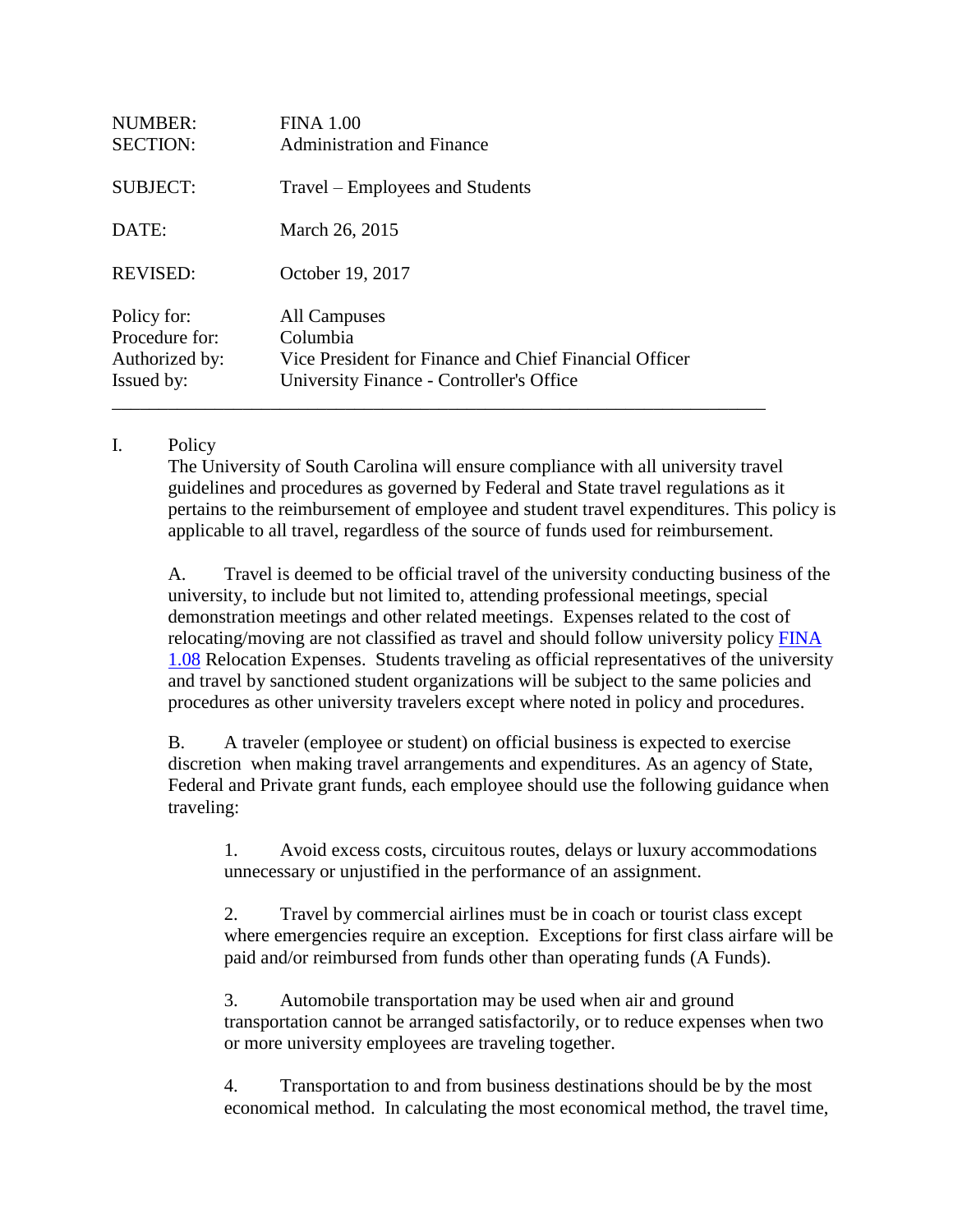| | |
|---|---|
| NUMBER: | FINA 1.00 |
| SECTION: | Administration and Finance |
| SUBJECT: | Travel – Employees and Students |
| DATE: | March 26, 2015 |
| REVISED: | October 19, 2017 |
| Policy for: | All Campuses |
| Procedure for: | Columbia |
| Authorized by: | Vice President for Finance and Chief Financial Officer |
| Issued by: | University Finance - Controller's Office |

---

I. Policy

The University of South Carolina will ensure compliance with all university travel guidelines and procedures as governed by Federal and State travel regulations as it pertains to the reimbursement of employee and student travel expenditures. This policy is applicable to all travel, regardless of the source of funds used for reimbursement.

A. Travel is deemed to be official travel of the university conducting business of the university, to include but not limited to, attending professional meetings, special demonstration meetings and other related meetings. Expenses related to the cost of relocating/moving are not classified as travel and should follow university policy FINA 1.08 Relocation Expenses. Students traveling as official representatives of the university and travel by sanctioned student organizations will be subject to the same policies and procedures as other university travelers except where noted in policy and procedures.

B. A traveler (employee or student) on official business is expected to exercise discretion when making travel arrangements and expenditures. As an agency of State, Federal and Private grant funds, each employee should use the following guidance when traveling:

1. Avoid excess costs, circuitous routes, delays or luxury accommodations unnecessary or unjustified in the performance of an assignment.

2. Travel by commercial airlines must be in coach or tourist class except where emergencies require an exception. Exceptions for first class airfare will be paid and/or reimbursed from funds other than operating funds (A Funds).

3. Automobile transportation may be used when air and ground transportation cannot be arranged satisfactorily, or to reduce expenses when two or more university employees are traveling together.

4. Transportation to and from business destinations should be by the most economical method. In calculating the most economical method, the travel time,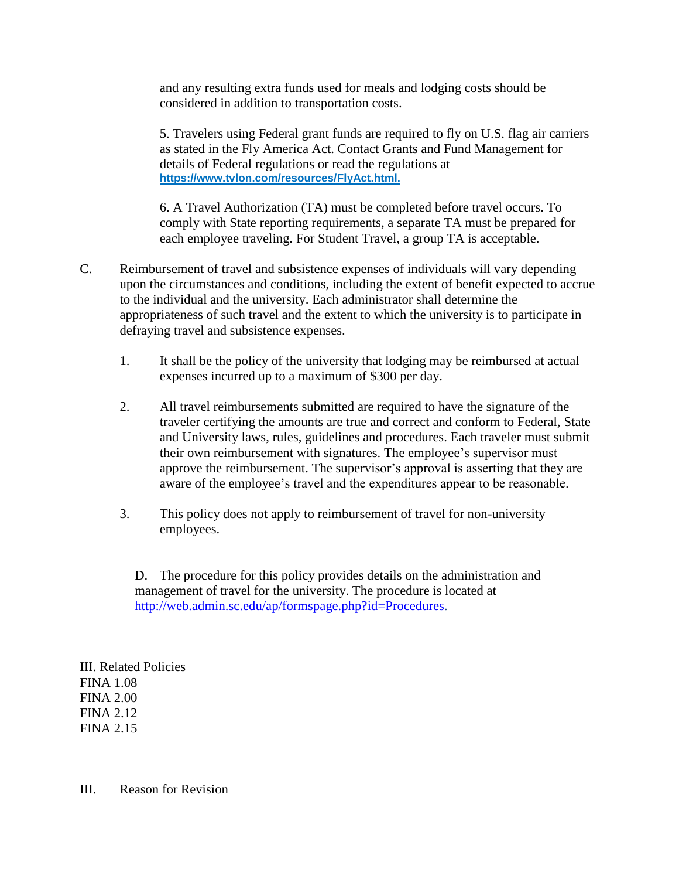and any resulting extra funds used for meals and lodging costs should be considered in addition to transportation costs.

5. Travelers using Federal grant funds are required to fly on U.S. flag air carriers as stated in the Fly America Act. Contact Grants and Fund Management for details of Federal regulations or read the regulations at [https://www.tvlon.com/resources/FlyAct.html.](https://www.tvlon.com/resources/FlyAct.html)

6. A Travel Authorization (TA) must be completed before travel occurs. To comply with State reporting requirements, a separate TA must be prepared for each employee traveling. For Student Travel, a group TA is acceptable.

C. Reimbursement of travel and subsistence expenses of individuals will vary depending upon the circumstances and conditions, including the extent of benefit expected to accrue to the individual and the university. Each administrator shall determine the appropriateness of such travel and the extent to which the university is to participate in defraying travel and subsistence expenses.

1. It shall be the policy of the university that lodging may be reimbursed at actual expenses incurred up to a maximum of $300 per day.

2. All travel reimbursements submitted are required to have the signature of the traveler certifying the amounts are true and correct and conform to Federal, State and University laws, rules, guidelines and procedures. Each traveler must submit their own reimbursement with signatures. The employee's supervisor must approve the reimbursement. The supervisor's approval is asserting that they are aware of the employee's travel and the expenditures appear to be reasonable.

3. This policy does not apply to reimbursement of travel for non-university employees.

D. The procedure for this policy provides details on the administration and management of travel for the university. The procedure is located at [http://web.admin.sc.edu/ap/formspage.php?id=Procedures](http://web.admin.sc.edu/ap/formspage.php?id=Procedures).

III. Related Policies
FINA 1.08
FINA 2.00
FINA 2.12
FINA 2.15

III. Reason for Revision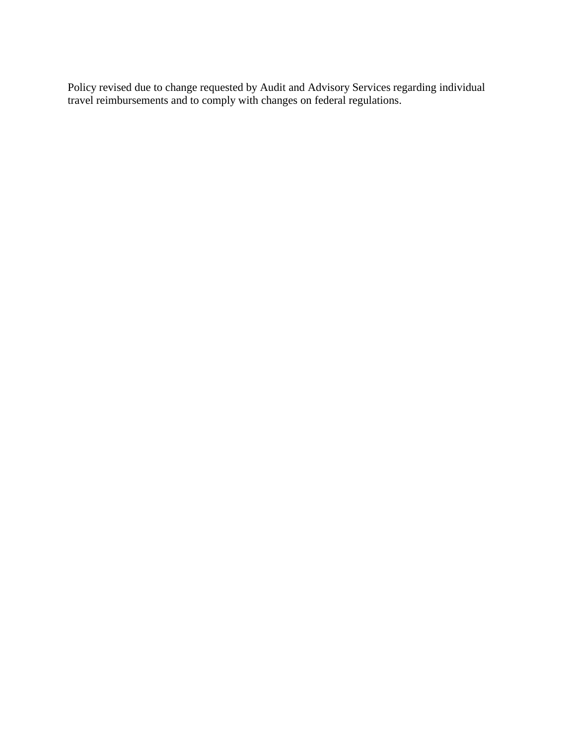Policy revised due to change requested by Audit and Advisory Services regarding individual travel reimbursements and to comply with changes on federal regulations.